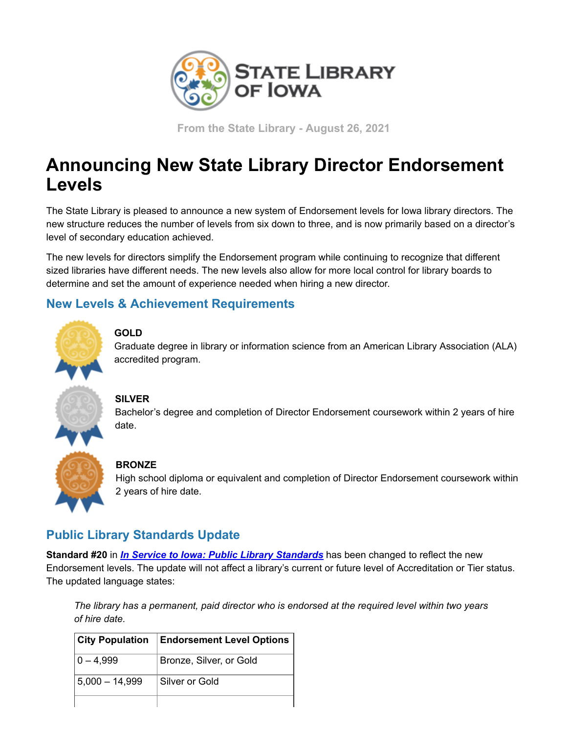STATE LIBRARY OF IOWA

From the State Library - August 26, 2021

# Announcing New State Library Director Endorsement Levels

The State Library is pleased to announce a new system of Endorsement levels for Iowa library directors. The new structure reduces the number of levels from six down to three, and is now primarily based on a director's level of secondary education achieved.

The new levels for directors simplify the Endorsement program while continuing to recognize that different sized libraries have different needs. The new levels also allow for more local control for library boards to determine and set the amount of experience needed when hiring a new director.

## New Levels & Achievement Requirements

**GOLD**
Graduate degree in library or information science from an American Library Association (ALA) accredited program.

**SILVER**
Bachelor's degree and completion of Director Endorsement coursework within 2 years of hire date.

**BRONZE**
High school diploma or equivalent and completion of Director Endorsement coursework within 2 years of hire date.

## Public Library Standards Update

**Standard #20** in ***In Service to Iowa: Public Library Standards*** has been changed to reflect the new Endorsement levels. The update will not affect a library's current or future level of Accreditation or Tier status. The updated language states:

> *The library has a permanent, paid director who is endorsed at the required level within two years of hire date.*

| City Population | Endorsement Level Options |
|---|---|
| 0 – 4,999 | Bronze, Silver, or Gold |
| 5,000 – 14,999 | Silver or Gold |
| | |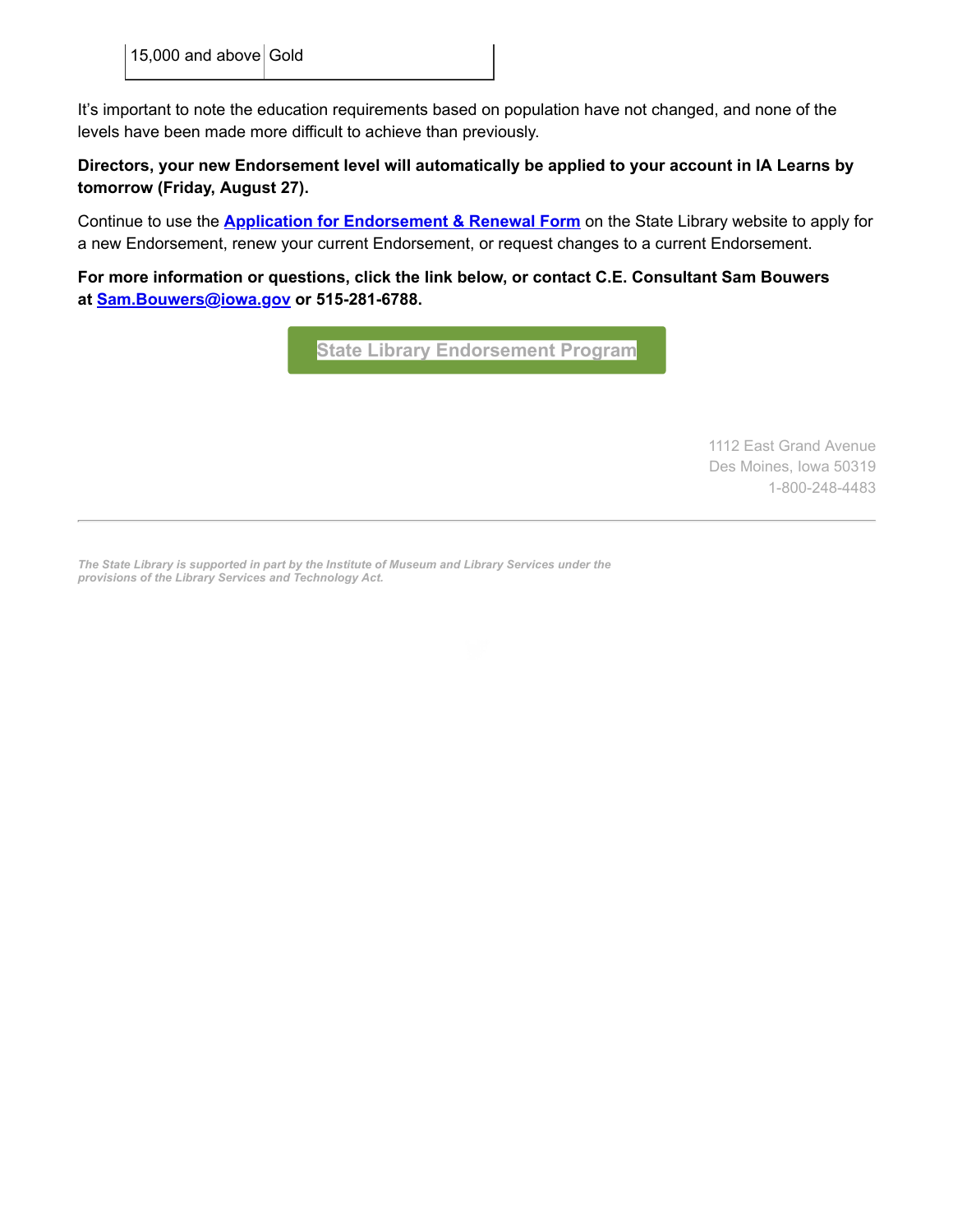| | |
|---|---|
| 15,000 and above | Gold |

It's important to note the education requirements based on population have not changed, and none of the levels have been made more difficult to achieve than previously.

**Directors, your new Endorsement level will automatically be applied to your account in IA Learns by tomorrow (Friday, August 27).**

Continue to use the **Application for Endorsement & Renewal Form** on the State Library website to apply for a new Endorsement, renew your current Endorsement, or request changes to a current Endorsement.

**For more information or questions, click the link below, or contact C.E. Consultant Sam Bouwers at Sam.Bouwers@iowa.gov or 515-281-6788.**

State Library Endorsement Program

1112 East Grand Avenue
Des Moines, Iowa 50319
1-800-248-4483

---

*The State Library is supported in part by the Institute of Museum and Library Services under the provisions of the Library Services and Technology Act.*